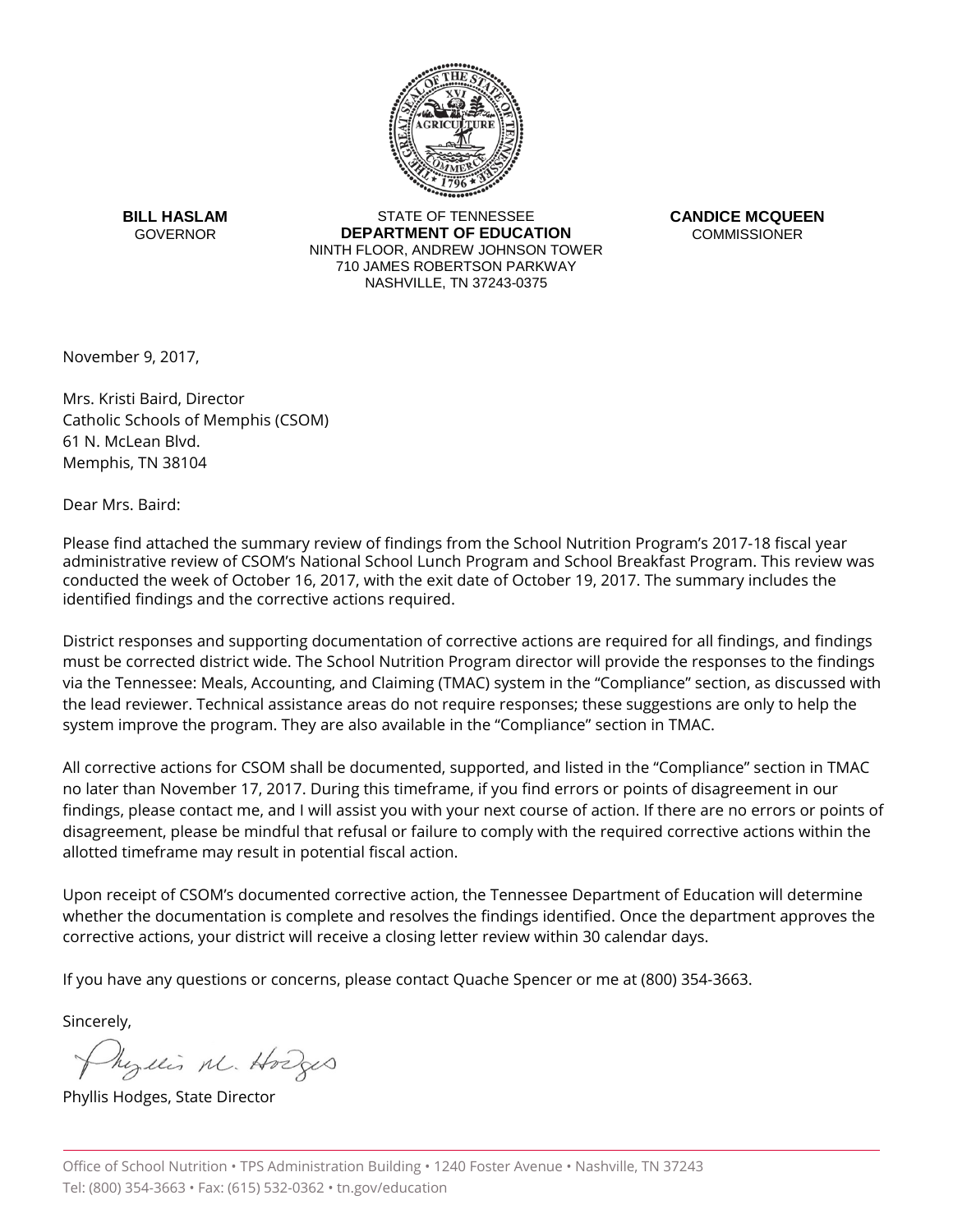**BILL HASLAM**
GOVERNOR

STATE OF TENNESSEE
**DEPARTMENT OF EDUCATION**
NINTH FLOOR, ANDREW JOHNSON TOWER
710 JAMES ROBERTSON PARKWAY
NASHVILLE, TN 37243-0375

**CANDICE MCQUEEN**
COMMISSIONER

November 9, 2017,

Mrs. Kristi Baird, Director
Catholic Schools of Memphis (CSOM)
61 N. McLean Blvd.
Memphis, TN 38104

Dear Mrs. Baird:

Please find attached the summary review of findings from the School Nutrition Program's 2017-18 fiscal year administrative review of CSOM's National School Lunch Program and School Breakfast Program. This review was conducted the week of October 16, 2017, with the exit date of October 19, 2017. The summary includes the identified findings and the corrective actions required.

District responses and supporting documentation of corrective actions are required for all findings, and findings must be corrected district wide. The School Nutrition Program director will provide the responses to the findings via the Tennessee: Meals, Accounting, and Claiming (TMAC) system in the "Compliance" section, as discussed with the lead reviewer. Technical assistance areas do not require responses; these suggestions are only to help the system improve the program. They are also available in the "Compliance" section in TMAC.

All corrective actions for CSOM shall be documented, supported, and listed in the "Compliance" section in TMAC no later than November 17, 2017. During this timeframe, if you find errors or points of disagreement in our findings, please contact me, and I will assist you with your next course of action. If there are no errors or points of disagreement, please be mindful that refusal or failure to comply with the required corrective actions within the allotted timeframe may result in potential fiscal action.

Upon receipt of CSOM's documented corrective action, the Tennessee Department of Education will determine whether the documentation is complete and resolves the findings identified. Once the department approves the corrective actions, your district will receive a closing letter review within 30 calendar days.

If you have any questions or concerns, please contact Quache Spencer or me at (800) 354-3663.

Sincerely,

Phyllis Hodges, State Director

Office of School Nutrition • TPS Administration Building • 1240 Foster Avenue • Nashville, TN 37243
Tel: (800) 354-3663 • Fax: (615) 532-0362 • tn.gov/education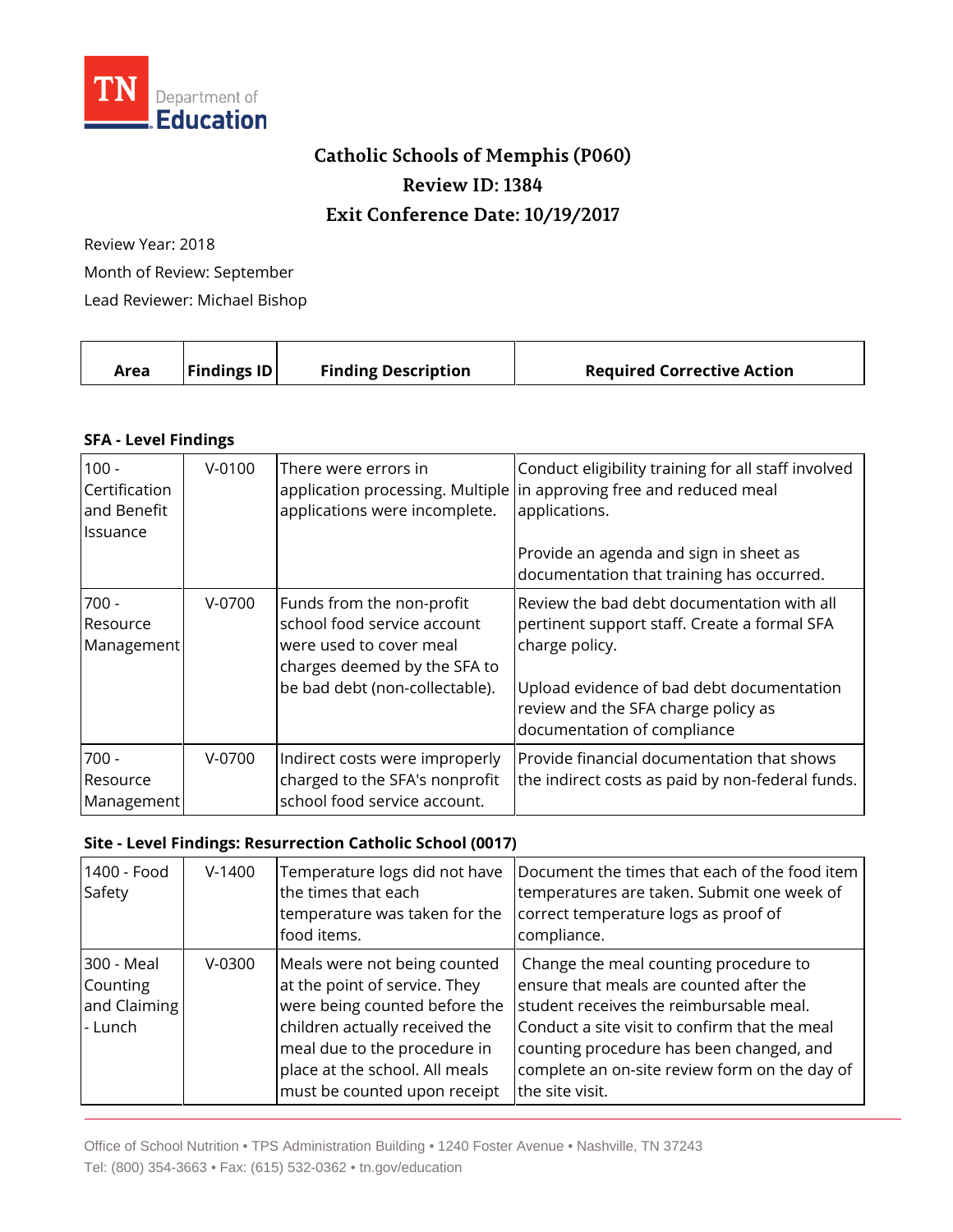TN Department of Education

# Catholic Schools of Memphis (P060)

## Review ID: 1384

## Exit Conference Date: 10/19/2017

Review Year: 2018

Month of Review: September

Lead Reviewer: Michael Bishop

| Area | Findings ID | Finding Description | Required Corrective Action |
|---|---|---|---|

### SFA - Level Findings

| Area | Findings ID | Finding Description | Required Corrective Action |
|---|---|---|---|
| 100 - Certification and Benefit Issuance | V-0100 | There were errors in application processing. Multiple applications were incomplete. | Conduct eligibility training for all staff involved in approving free and reduced meal applications.<br><br>Provide an agenda and sign in sheet as documentation that training has occurred. |
| 700 - Resource Management | V-0700 | Funds from the non-profit school food service account were used to cover meal charges deemed by the SFA to be bad debt (non-collectable). | Review the bad debt documentation with all pertinent support staff. Create a formal SFA charge policy.<br><br>Upload evidence of bad debt documentation review and the SFA charge policy as documentation of compliance |
| 700 - Resource Management | V-0700 | Indirect costs were improperly charged to the SFA's nonprofit school food service account. | Provide financial documentation that shows the indirect costs as paid by non-federal funds. |

### Site - Level Findings: Resurrection Catholic School (0017)

| Area | Findings ID | Finding Description | Required Corrective Action |
|---|---|---|---|
| 1400 - Food Safety | V-1400 | Temperature logs did not have the times that each temperature was taken for the food items. | Document the times that each of the food item temperatures are taken. Submit one week of correct temperature logs as proof of compliance. |
| 300 - Meal Counting and Claiming - Lunch | V-0300 | Meals were not being counted at the point of service. They were being counted before the children actually received the meal due to the procedure in place at the school. All meals must be counted upon receipt | Change the meal counting procedure to ensure that meals are counted after the student receives the reimbursable meal. Conduct a site visit to confirm that the meal counting procedure has been changed, and complete an on-site review form on the day of the site visit. |

Office of School Nutrition • TPS Administration Building • 1240 Foster Avenue • Nashville, TN 37243
Tel: (800) 354-3663 • Fax: (615) 532-0362 • tn.gov/education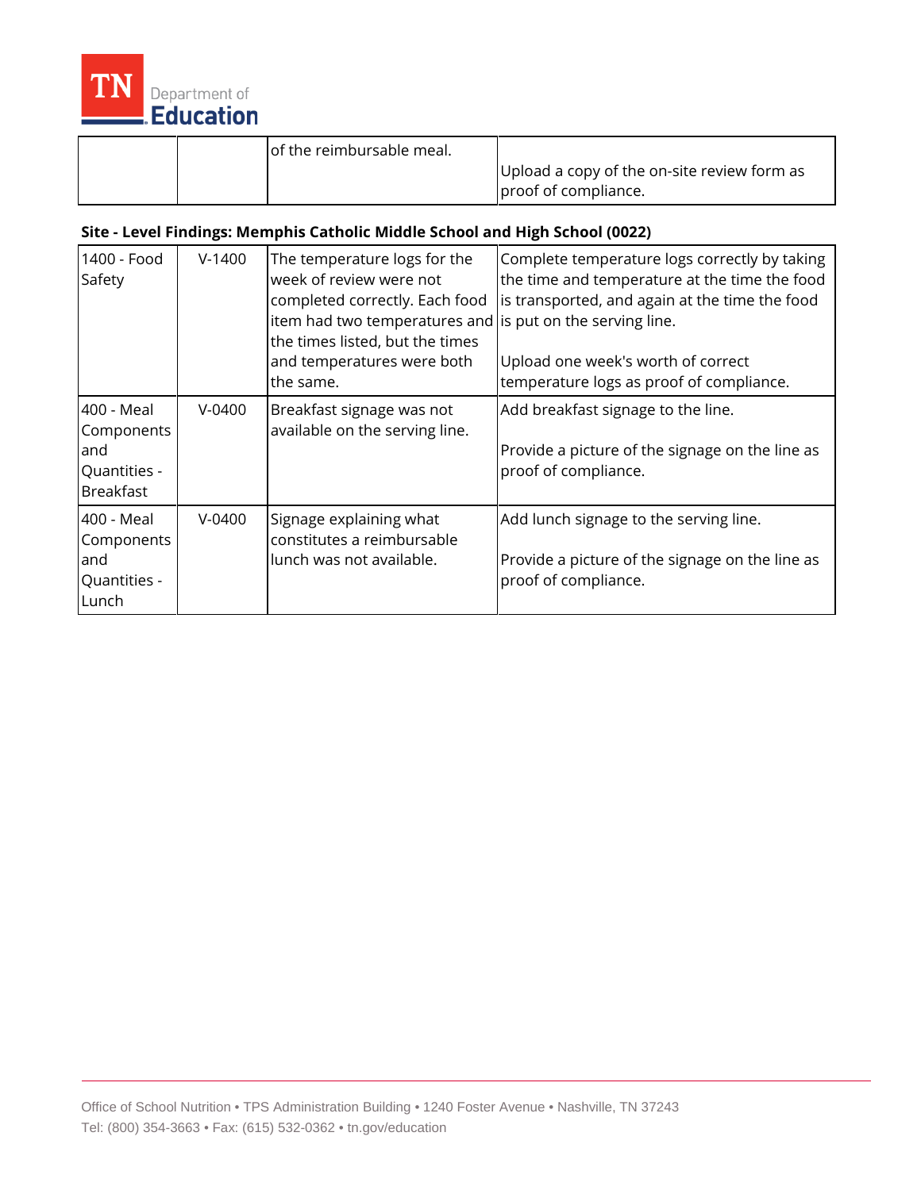| | | | |
|---|---|---|---|
| | | of the reimbursable meal. | Upload a copy of the on-site review form as proof of compliance. |

**Site - Level Findings: Memphis Catholic Middle School and High School (0022)**

| | | | |
|---|---|---|---|
| 1400 - Food Safety | V-1400 | The temperature logs for the week of review were not completed correctly. Each food item had two temperatures and the times listed, but the times and temperatures were both the same. | Complete temperature logs correctly by taking the time and temperature at the time the food is transported, and again at the time the food is put on the serving line.<br><br>Upload one week's worth of correct temperature logs as proof of compliance. |
| 400 - Meal Components and Quantities - Breakfast | V-0400 | Breakfast signage was not available on the serving line. | Add breakfast signage to the line.<br><br>Provide a picture of the signage on the line as proof of compliance. |
| 400 - Meal Components and Quantities - Lunch | V-0400 | Signage explaining what constitutes a reimbursable lunch was not available. | Add lunch signage to the serving line.<br><br>Provide a picture of the signage on the line as proof of compliance. |